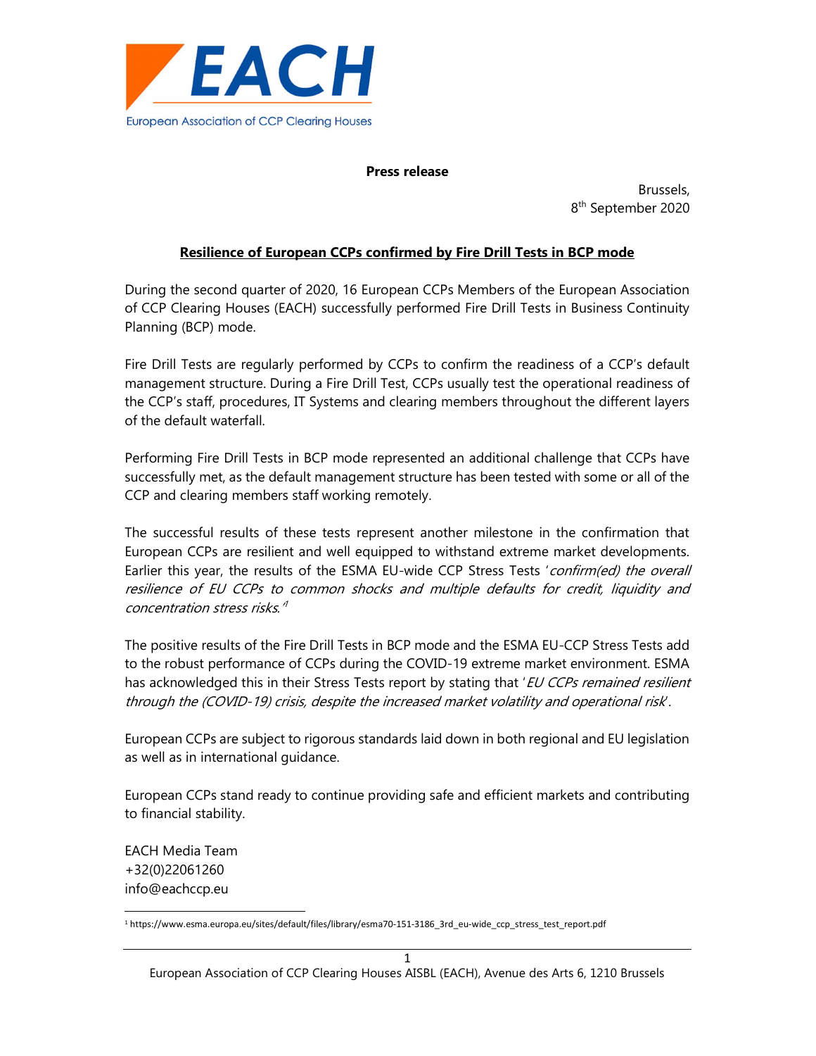EACH

European Association of CCP Clearing Houses

**Press release**

Brussels,
8th September 2020

## Resilience of European CCPs confirmed by Fire Drill Tests in BCP mode

During the second quarter of 2020, 16 European CCPs Members of the European Association of CCP Clearing Houses (EACH) successfully performed Fire Drill Tests in Business Continuity Planning (BCP) mode.

Fire Drill Tests are regularly performed by CCPs to confirm the readiness of a CCP's default management structure. During a Fire Drill Test, CCPs usually test the operational readiness of the CCP's staff, procedures, IT Systems and clearing members throughout the different layers of the default waterfall.

Performing Fire Drill Tests in BCP mode represented an additional challenge that CCPs have successfully met, as the default management structure has been tested with some or all of the CCP and clearing members staff working remotely.

The successful results of these tests represent another milestone in the confirmation that European CCPs are resilient and well equipped to withstand extreme market developments. Earlier this year, the results of the ESMA EU-wide CCP Stress Tests '*confirm(ed) the overall resilience of EU CCPs to common shocks and multiple defaults for credit, liquidity and concentration stress risks.*'[1]

The positive results of the Fire Drill Tests in BCP mode and the ESMA EU-CCP Stress Tests add to the robust performance of CCPs during the COVID-19 extreme market environment. ESMA has acknowledged this in their Stress Tests report by stating that '*EU CCPs remained resilient through the (COVID-19) crisis, despite the increased market volatility and operational risk*'.

European CCPs are subject to rigorous standards laid down in both regional and EU legislation as well as in international guidance.

European CCPs stand ready to continue providing safe and efficient markets and contributing to financial stability.

EACH Media Team
+32(0)22061260
info@eachccp.eu

[1] https://www.esma.europa.eu/sites/default/files/library/esma70-151-3186_3rd_eu-wide_ccp_stress_test_report.pdf

European Association of CCP Clearing Houses AISBL (EACH), Avenue des Arts 6, 1210 Brussels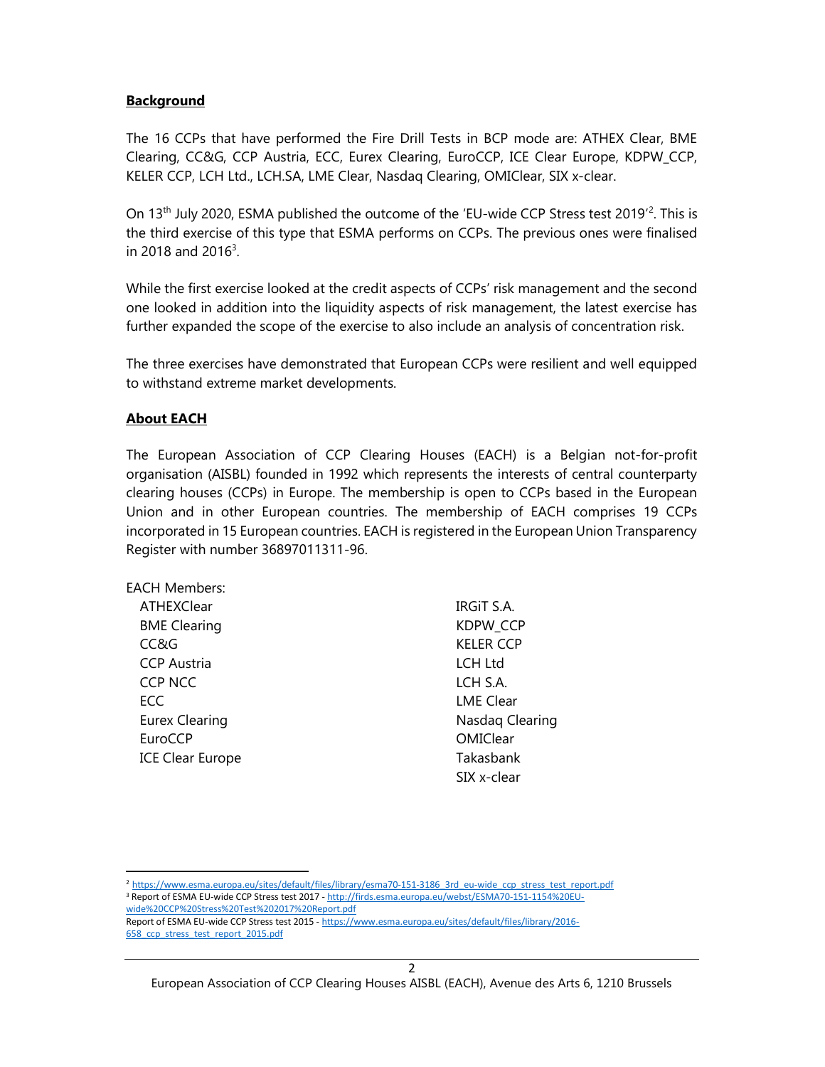**Background**

The 16 CCPs that have performed the Fire Drill Tests in BCP mode are: ATHEX Clear, BME Clearing, CC&G, CCP Austria, ECC, Eurex Clearing, EuroCCP, ICE Clear Europe, KDPW_CCP, KELER CCP, LCH Ltd., LCH.SA, LME Clear, Nasdaq Clearing, OMIClear, SIX x-clear.

On 13th July 2020, ESMA published the outcome of the 'EU-wide CCP Stress test 2019'[2]. This is the third exercise of this type that ESMA performs on CCPs. The previous ones were finalised in 2018 and 2016[3].

While the first exercise looked at the credit aspects of CCPs' risk management and the second one looked in addition into the liquidity aspects of risk management, the latest exercise has further expanded the scope of the exercise to also include an analysis of concentration risk.

The three exercises have demonstrated that European CCPs were resilient and well equipped to withstand extreme market developments.

**About EACH**

The European Association of CCP Clearing Houses (EACH) is a Belgian not-for-profit organisation (AISBL) founded in 1992 which represents the interests of central counterparty clearing houses (CCPs) in Europe. The membership is open to CCPs based in the European Union and in other European countries. The membership of EACH comprises 19 CCPs incorporated in 15 European countries. EACH is registered in the European Union Transparency Register with number 36897011311-96.

EACH Members:

- ATHEXClear
- BME Clearing
- CC&G
- CCP Austria
- CCP NCC
- ECC
- Eurex Clearing
- EuroCCP
- ICE Clear Europe
- IRGiT S.A.
- KDPW_CCP
- KELER CCP
- LCH Ltd
- LCH S.A.
- LME Clear
- Nasdaq Clearing
- OMIClear
- Takasbank
- SIX x-clear

---

[2] https://www.esma.europa.eu/sites/default/files/library/esma70-151-3186_3rd_eu-wide_ccp_stress_test_report.pdf

[3] Report of ESMA EU-wide CCP Stress test 2017 - http://firds.esma.europa.eu/webst/ESMA70-151-1154%20EU-wide%20CCP%20Stress%20Test%202017%20Report.pdf

Report of ESMA EU-wide CCP Stress test 2015 - https://www.esma.europa.eu/sites/default/files/library/2016-658_ccp_stress_test_report_2015.pdf

European Association of CCP Clearing Houses AISBL (EACH), Avenue des Arts 6, 1210 Brussels